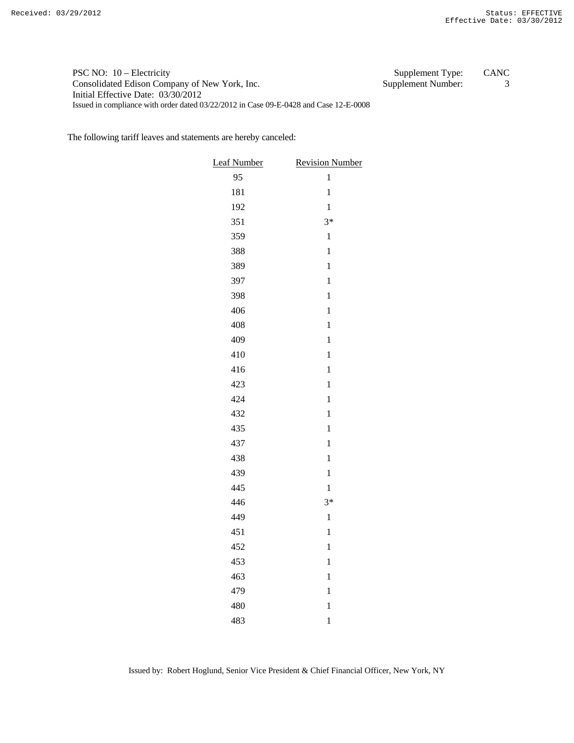Received: 03/29/2012 Status: EFFECTIVE
Effective Date: 03/30/2012

PSC NO: 10 – Electricity
Consolidated Edison Company of New York, Inc.
Initial Effective Date: 03/30/2012
Issued in compliance with order dated 03/22/2012 in Case 09-E-0428 and Case 12-E-0008

Supplement Type: CANC
Supplement Number: 3

The following tariff leaves and statements are hereby canceled:

| Leaf Number | Revision Number |
|---|---|
| 95 | 1 |
| 181 | 1 |
| 192 | 1 |
| 351 | 3* |
| 359 | 1 |
| 388 | 1 |
| 389 | 1 |
| 397 | 1 |
| 398 | 1 |
| 406 | 1 |
| 408 | 1 |
| 409 | 1 |
| 410 | 1 |
| 416 | 1 |
| 423 | 1 |
| 424 | 1 |
| 432 | 1 |
| 435 | 1 |
| 437 | 1 |
| 438 | 1 |
| 439 | 1 |
| 445 | 1 |
| 446 | 3* |
| 449 | 1 |
| 451 | 1 |
| 452 | 1 |
| 453 | 1 |
| 463 | 1 |
| 479 | 1 |
| 480 | 1 |
| 483 | 1 |

Issued by: Robert Hoglund, Senior Vice President & Chief Financial Officer, New York, NY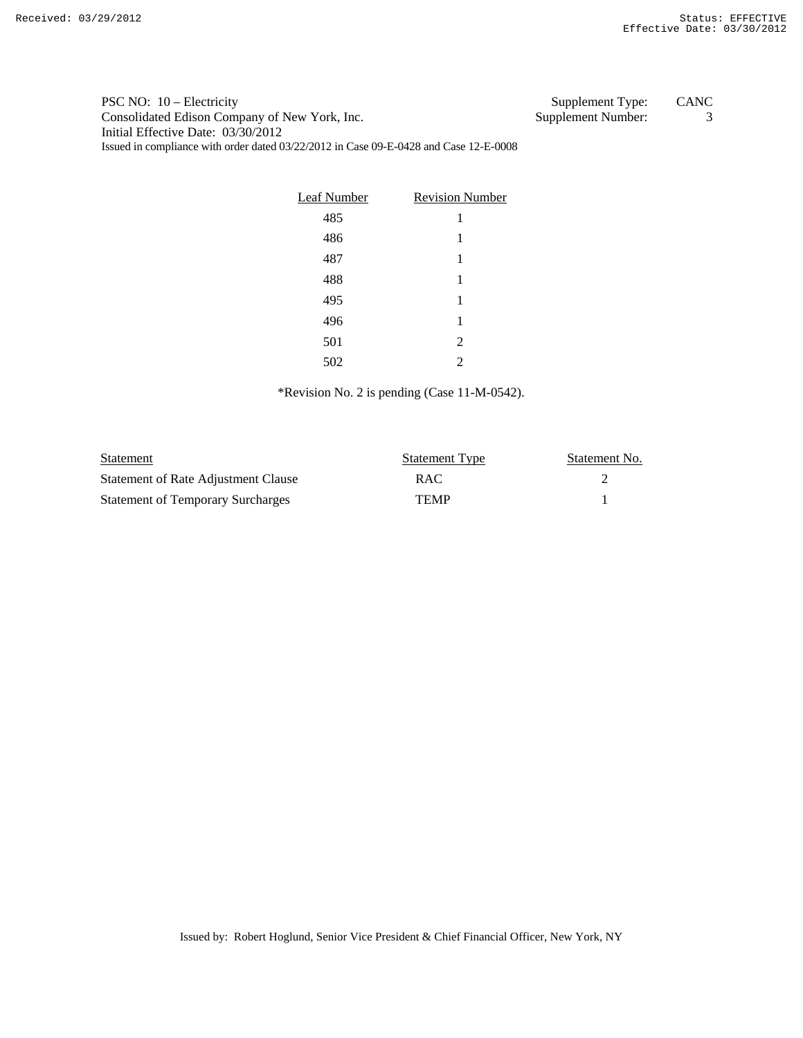PSC NO: 10 – Electricity
Consolidated Edison Company of New York, Inc.
Initial Effective Date: 03/30/2012
Issued in compliance with order dated 03/22/2012 in Case 09-E-0428 and Case 12-E-0008

Supplement Type: CANC
Supplement Number: 3

| Leaf Number | Revision Number |
| --- | --- |
| 485 | 1 |
| 486 | 1 |
| 487 | 1 |
| 488 | 1 |
| 495 | 1 |
| 496 | 1 |
| 501 | 2 |
| 502 | 2 |

*Revision No. 2 is pending (Case 11-M-0542).

| Statement | Statement Type | Statement No. |
| --- | --- | --- |
| Statement of Rate Adjustment Clause | RAC | 2 |
| Statement of Temporary Surcharges | TEMP | 1 |

Issued by: Robert Hoglund, Senior Vice President & Chief Financial Officer, New York, NY